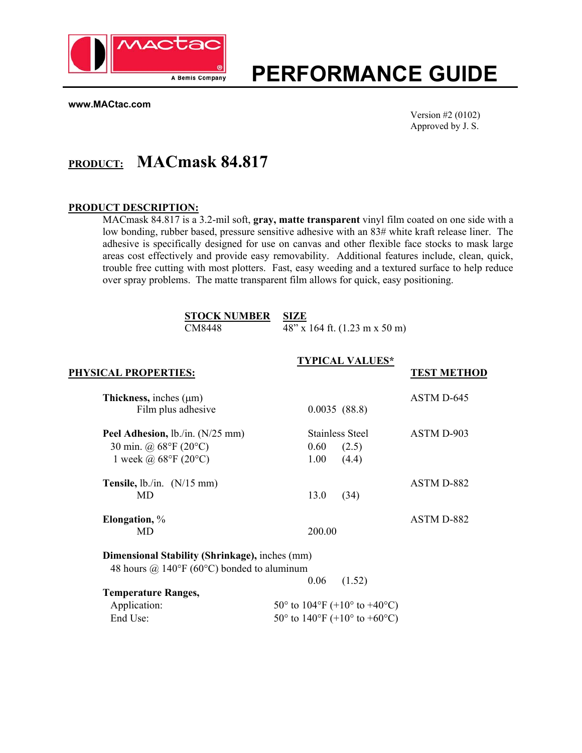# PERFORMANCE GUIDE

**www.MACtac.com**

Version #2 (0102)
Approved by J. S.

## PRODUCT: MACmask 84.817

### PRODUCT DESCRIPTION:

MACmask 84.817 is a 3.2-mil soft, **gray, matte transparent** vinyl film coated on one side with a low bonding, rubber based, pressure sensitive adhesive with an 83# white kraft release liner. The adhesive is specifically designed for use on canvas and other flexible face stocks to mask large areas cost effectively and provide easy removability. Additional features include, clean, quick, trouble free cutting with most plotters. Fast, easy weeding and a textured surface to help reduce over spray problems. The matte transparent film allows for quick, easy positioning.

| STOCK NUMBER | SIZE |
|---|---|
| CM8448 | 48” x 164 ft. (1.23 m x 50 m) |

| PHYSICAL PROPERTIES: | TYPICAL VALUES* | TEST METHOD |
|---|---|---|
| **Thickness,** inches (µm) | | ASTM D-645 |
| Film plus adhesive | 0.0035 (88.8) | |
| **Peel Adhesion,** lb./in. (N/25 mm) | Stainless Steel | ASTM D-903 |
| 30 min. @ 68°F (20°C) | 0.60 (2.5) | |
| 1 week @ 68°F (20°C) | 1.00 (4.4) | |
| **Tensile,** lb./in. (N/15 mm) | | ASTM D-882 |
| MD | 13.0 (34) | |
| **Elongation,** % | | ASTM D-882 |
| MD | 200.00 | |
| **Dimensional Stability (Shrinkage),** inches (mm) | | |
| 48 hours @ 140°F (60°C) bonded to aluminum | 0.06 (1.52) | |
| **Temperature Ranges,** | | |
| Application: | 50° to 104°F (+10° to +40°C) | |
| End Use: | 50° to 140°F (+10° to +60°C) | |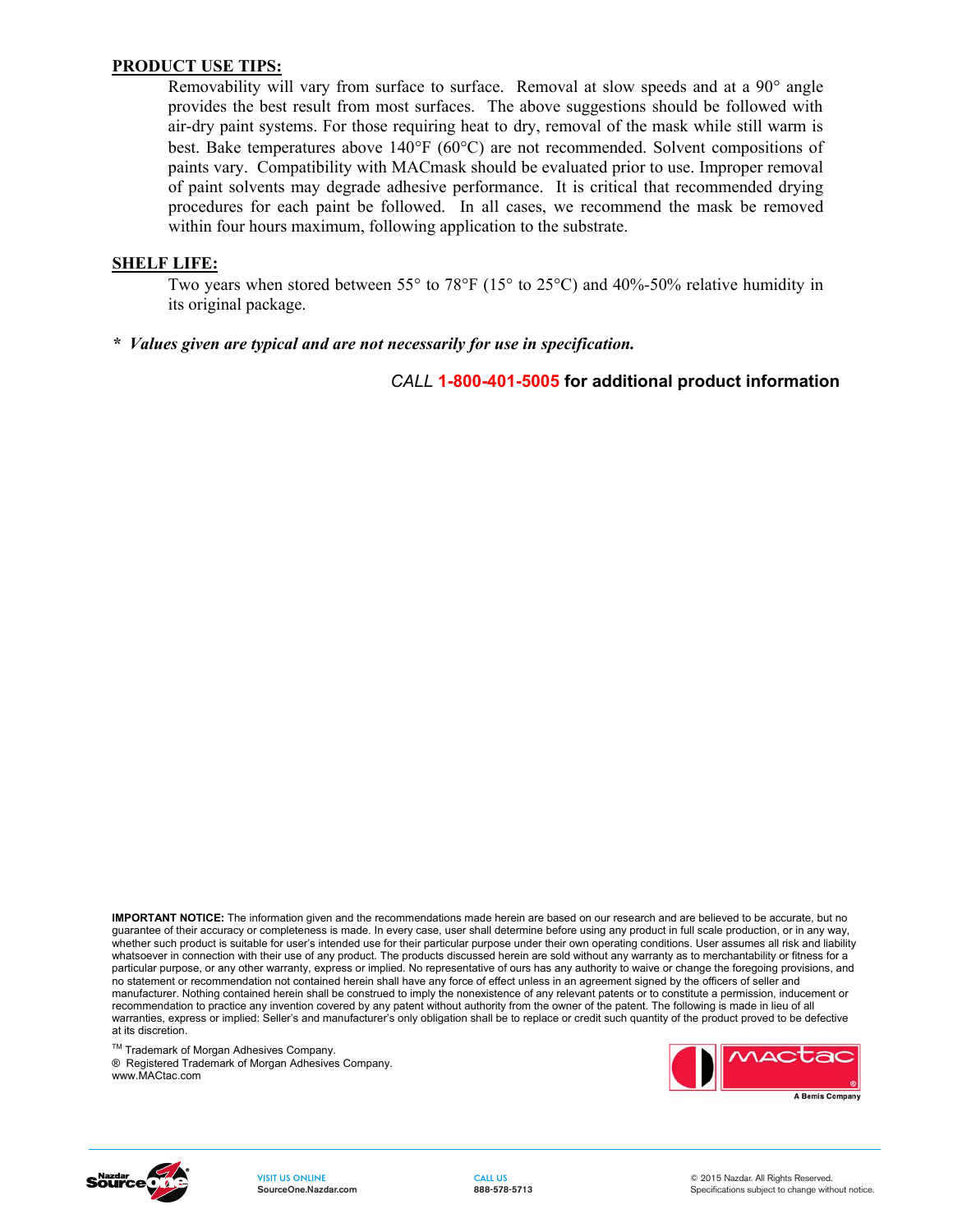## PRODUCT USE TIPS:

Removability will vary from surface to surface. Removal at slow speeds and at a 90° angle provides the best result from most surfaces. The above suggestions should be followed with air-dry paint systems. For those requiring heat to dry, removal of the mask while still warm is best. Bake temperatures above 140°F (60°C) are not recommended. Solvent compositions of paints vary. Compatibility with MACmask should be evaluated prior to use. Improper removal of paint solvents may degrade adhesive performance. It is critical that recommended drying procedures for each paint be followed. In all cases, we recommend the mask be removed within four hours maximum, following application to the substrate.

## SHELF LIFE:

Two years when stored between 55° to 78°F (15° to 25°C) and 40%-50% relative humidity in its original package.

***\* Values given are typical and are not necessarily for use in specification.***

CALL **1-800-401-5005 for additional product information**

**IMPORTANT NOTICE:** The information given and the recommendations made herein are based on our research and are believed to be accurate, but no guarantee of their accuracy or completeness is made. In every case, user shall determine before using any product in full scale production, or in any way, whether such product is suitable for user's intended use for their particular purpose under their own operating conditions. User assumes all risk and liability whatsoever in connection with their use of any product. The products discussed herein are sold without any warranty as to merchantability or fitness for a particular purpose, or any other warranty, express or implied. No representative of ours has any authority to waive or change the foregoing provisions, and no statement or recommendation not contained herein shall have any force of effect unless in an agreement signed by the officers of seller and manufacturer. Nothing contained herein shall be construed to imply the nonexistence of any relevant patents or to constitute a permission, inducement or recommendation to practice any invention covered by any patent without authority from the owner of the patent. The following is made in lieu of all warranties, express or implied: Seller's and manufacturer's only obligation shall be to replace or credit such quantity of the product proved to be defective at its discretion.

TM Trademark of Morgan Adhesives Company.
® Registered Trademark of Morgan Adhesives Company.
www.MACtac.com

mactac®
A Bemis Company

Nazdar SourceOne®

VISIT US ONLINE
SourceOne.Nazdar.com

CALL US
888-578-5713

© 2015 Nazdar. All Rights Reserved.
Specifications subject to change without notice.